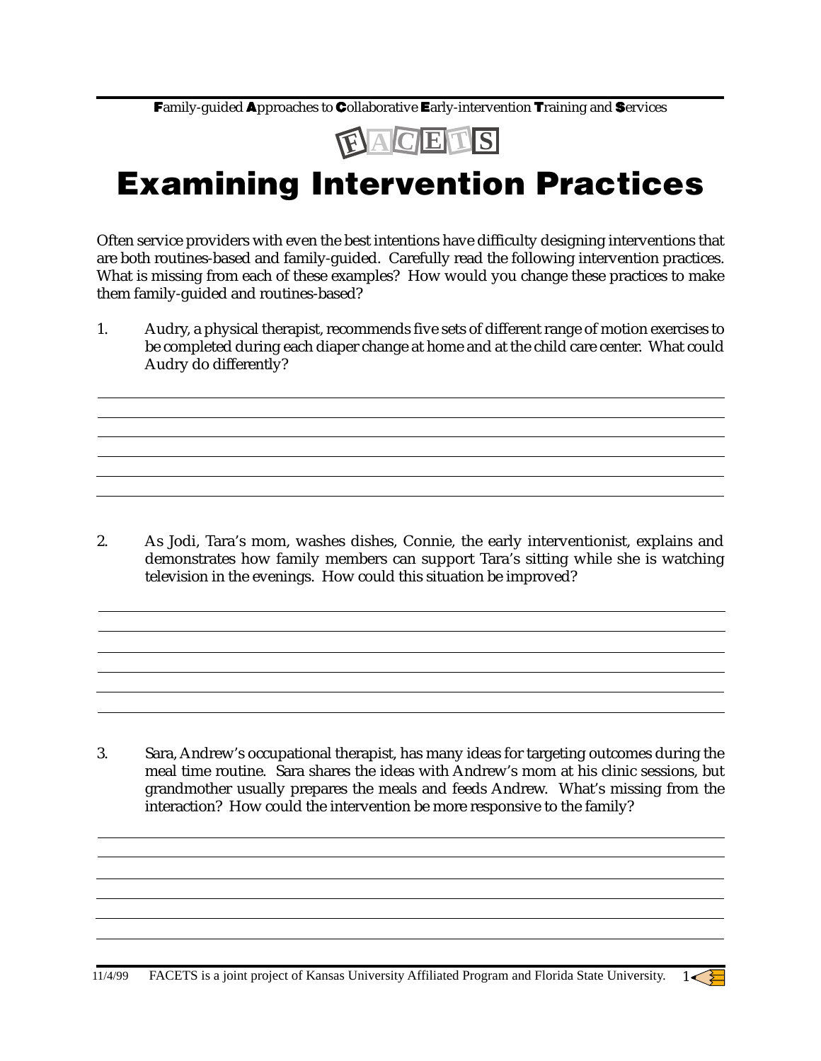**F**amily-guided **A**pproaches to **C**ollaborative **E**arly-intervention **T**raining and **S**ervices

FACETS

# Examining Intervention Practices

Often service providers with even the best intentions have difficulty designing interventions that are both routines-based and family-guided. Carefully read the following intervention practices. What is missing from each of these examples? How would you change these practices to make them family-guided and routines-based?

1. Audry, a physical therapist, recommends five sets of different range of motion exercises to be completed during each diaper change at home and at the child care center. What could Audry do differently?

______________________________________________________________________

______________________________________________________________________

______________________________________________________________________

______________________________________________________________________

______________________________________________________________________

______________________________________________________________________

2. As Jodi, Tara's mom, washes dishes, Connie, the early interventionist, explains and demonstrates how family members can support Tara's sitting while she is watching television in the evenings. How could this situation be improved?

______________________________________________________________________

______________________________________________________________________

______________________________________________________________________

______________________________________________________________________

______________________________________________________________________

______________________________________________________________________

3. Sara, Andrew's occupational therapist, has many ideas for targeting outcomes during the meal time routine. Sara shares the ideas with Andrew's mom at his clinic sessions, but grandmother usually prepares the meals and feeds Andrew. What's missing from the interaction? How could the intervention be more responsive to the family?

______________________________________________________________________

______________________________________________________________________

______________________________________________________________________

______________________________________________________________________

______________________________________________________________________

______________________________________________________________________

11/4/99 FACETS is a joint project of Kansas University Affiliated Program and Florida State University.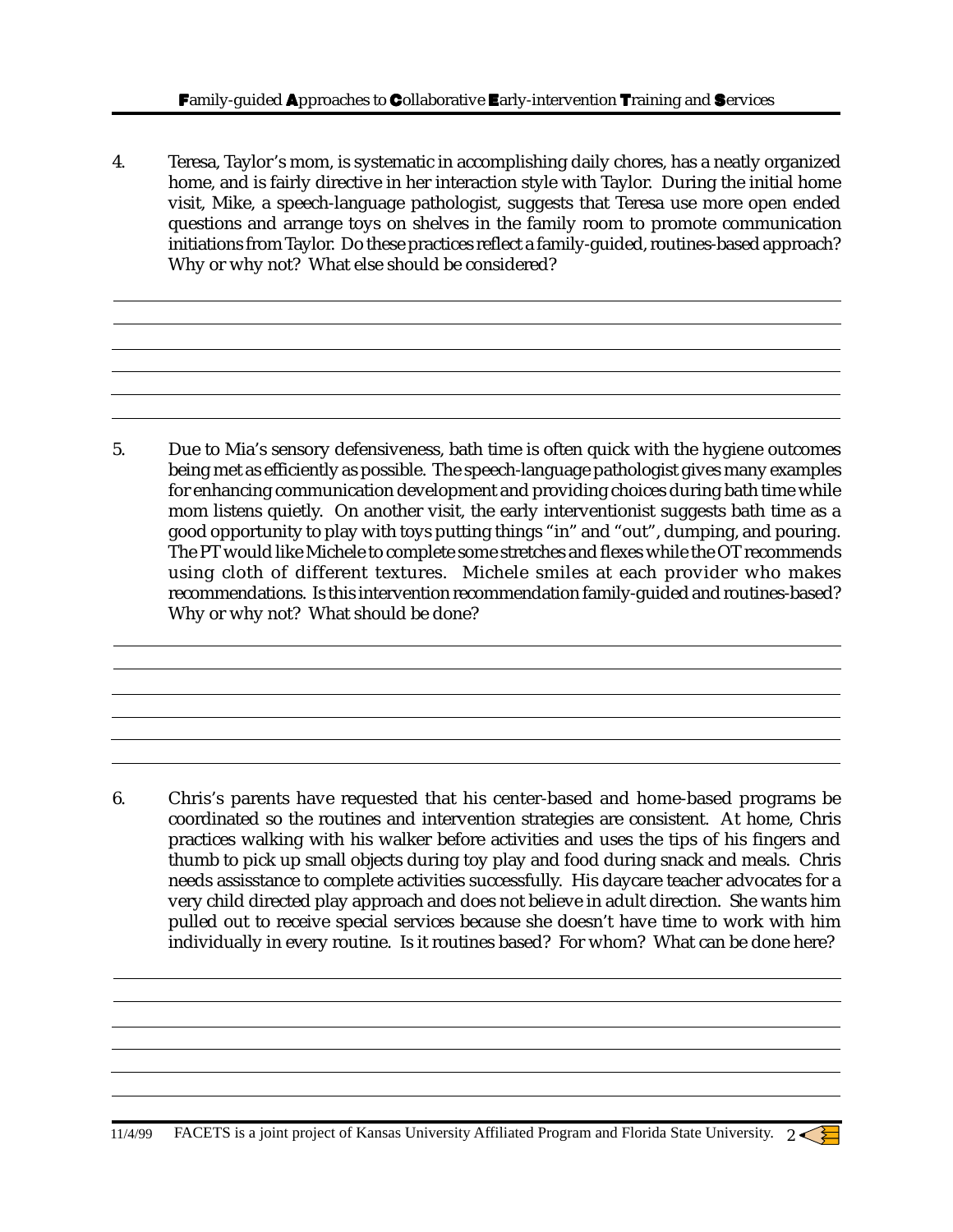4. Teresa, Taylor's mom, is systematic in accomplishing daily chores, has a neatly organized home, and is fairly directive in her interaction style with Taylor. During the initial home visit, Mike, a speech-language pathologist, suggests that Teresa use more open ended questions and arrange toys on shelves in the family room to promote communication initiations from Taylor. Do these practices reflect a family-guided, routines-based approach? Why or why not? What else should be considered?

5. Due to Mia's sensory defensiveness, bath time is often quick with the hygiene outcomes being met as efficiently as possible. The speech-language pathologist gives many examples for enhancing communication development and providing choices during bath time while mom listens quietly. On another visit, the early interventionist suggests bath time as a good opportunity to play with toys putting things "in" and "out", dumping, and pouring. The PT would like Michele to complete some stretches and flexes while the OT recommends using cloth of different textures. Michele smiles at each provider who makes recommendations. Is this intervention recommendation family-guided and routines-based? Why or why not? What should be done?

6. Chris's parents have requested that his center-based and home-based programs be coordinated so the routines and intervention strategies are consistent. At home, Chris practices walking with his walker before activities and uses the tips of his fingers and thumb to pick up small objects during toy play and food during snack and meals. Chris needs assisstance to complete activities successfully. His daycare teacher advocates for a very child directed play approach and does not believe in adult direction. She wants him pulled out to receive special services because she doesn't have time to work with him individually in every routine. Is it routines based? For whom? What can be done here?